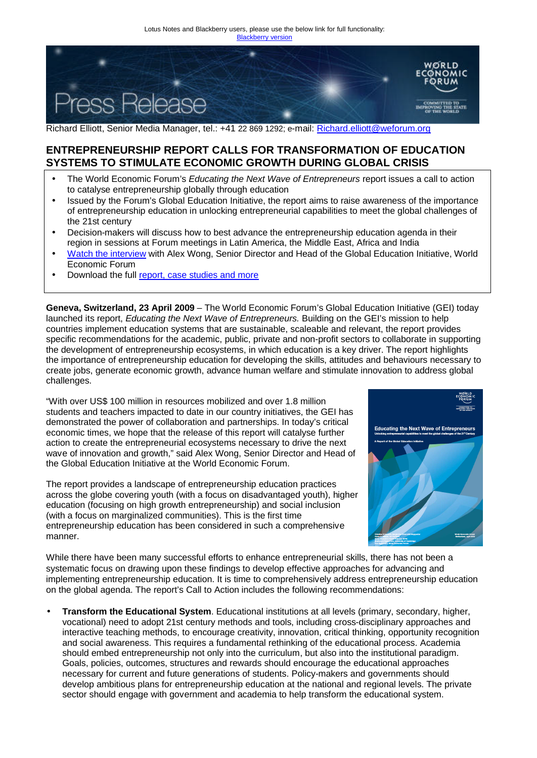Lotus Notes and Blackberry users, please use the below link for full functionality:
Blackberry version

Press Release

Richard Elliott, Senior Media Manager, tel.: +41 22 869 1292; e-mail: Richard.elliott@weforum.org

# ENTREPRENEURSHIP REPORT CALLS FOR TRANSFORMATION OF EDUCATION SYSTEMS TO STIMULATE ECONOMIC GROWTH DURING GLOBAL CRISIS

- The World Economic Forum's *Educating the Next Wave of Entrepreneurs* report issues a call to action to catalyse entrepreneurship globally through education
- Issued by the Forum's Global Education Initiative, the report aims to raise awareness of the importance of entrepreneurship education in unlocking entrepreneurial capabilities to meet the global challenges of the 21st century
- Decision-makers will discuss how to best advance the entrepreneurship education agenda in their region in sessions at Forum meetings in Latin America, the Middle East, Africa and India
- Watch the interview with Alex Wong, Senior Director and Head of the Global Education Initiative, World Economic Forum
- Download the full report, case studies and more

**Geneva, Switzerland, 23 April 2009** – The World Economic Forum's Global Education Initiative (GEI) today launched its report, *Educating the Next Wave of Entrepreneurs.* Building on the GEI's mission to help countries implement education systems that are sustainable, scaleable and relevant, the report provides specific recommendations for the academic, public, private and non-profit sectors to collaborate in supporting the development of entrepreneurship ecosystems, in which education is a key driver. The report highlights the importance of entrepreneurship education for developing the skills, attitudes and behaviours necessary to create jobs, generate economic growth, advance human welfare and stimulate innovation to address global challenges.

"With over US$ 100 million in resources mobilized and over 1.8 million students and teachers impacted to date in our country initiatives, the GEI has demonstrated the power of collaboration and partnerships. In today's critical economic times, we hope that the release of this report will catalyse further action to create the entrepreneurial ecosystems necessary to drive the next wave of innovation and growth," said Alex Wong, Senior Director and Head of the Global Education Initiative at the World Economic Forum.

The report provides a landscape of entrepreneurship education practices across the globe covering youth (with a focus on disadvantaged youth), higher education (focusing on high growth entrepreneurship) and social inclusion (with a focus on marginalized communities). This is the first time entrepreneurship education has been considered in such a comprehensive manner.

While there have been many successful efforts to enhance entrepreneurial skills, there has not been a systematic focus on drawing upon these findings to develop effective approaches for advancing and implementing entrepreneurship education. It is time to comprehensively address entrepreneurship education on the global agenda. The report's Call to Action includes the following recommendations:

- **Transform the Educational System**. Educational institutions at all levels (primary, secondary, higher, vocational) need to adopt 21st century methods and tools, including cross-disciplinary approaches and interactive teaching methods, to encourage creativity, innovation, critical thinking, opportunity recognition and social awareness. This requires a fundamental rethinking of the educational process. Academia should embed entrepreneurship not only into the curriculum, but also into the institutional paradigm. Goals, policies, outcomes, structures and rewards should encourage the educational approaches necessary for current and future generations of students. Policy-makers and governments should develop ambitious plans for entrepreneurship education at the national and regional levels. The private sector should engage with government and academia to help transform the educational system.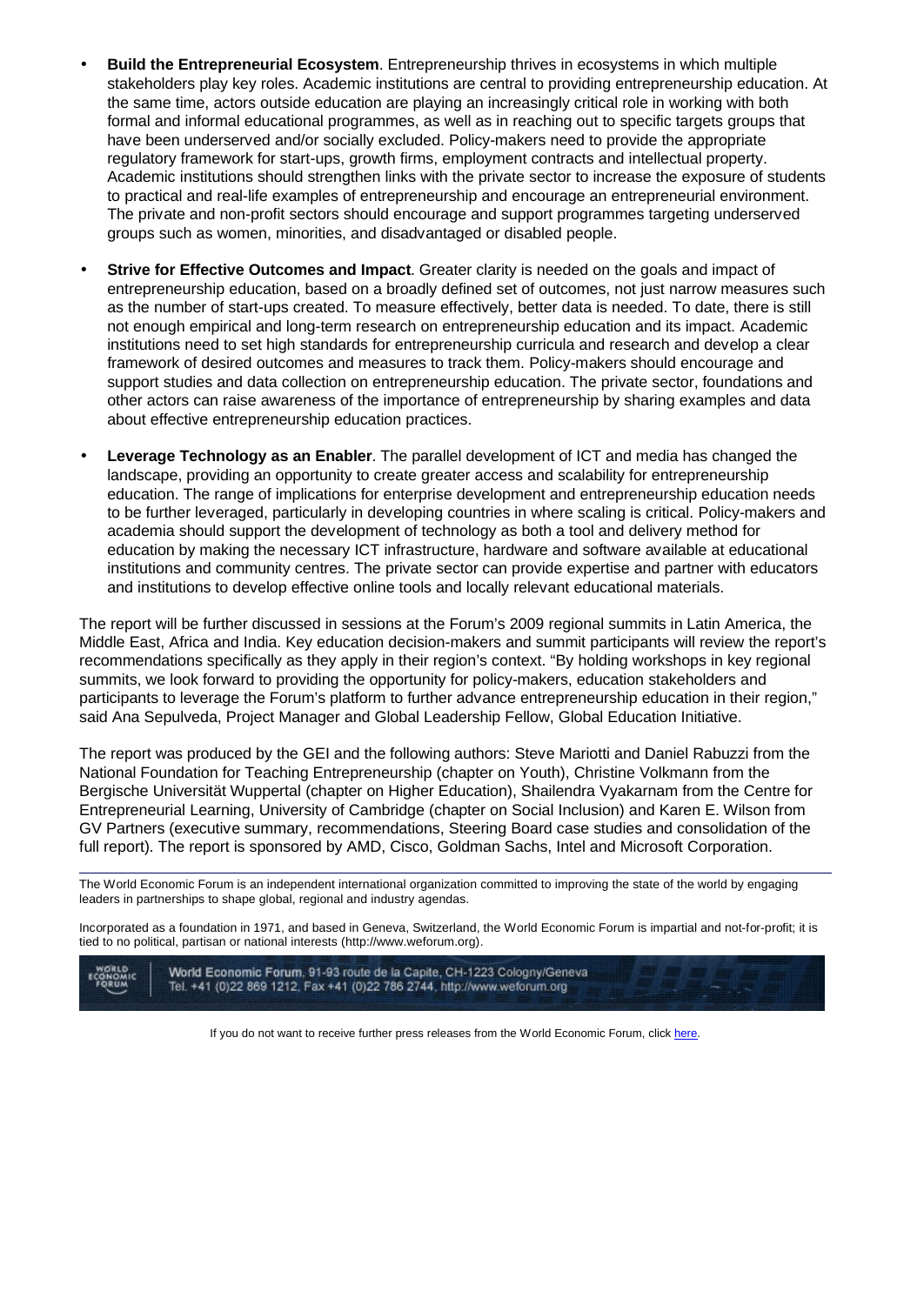- **Build the Entrepreneurial Ecosystem**. Entrepreneurship thrives in ecosystems in which multiple stakeholders play key roles. Academic institutions are central to providing entrepreneurship education. At the same time, actors outside education are playing an increasingly critical role in working with both formal and informal educational programmes, as well as in reaching out to specific targets groups that have been underserved and/or socially excluded. Policy-makers need to provide the appropriate regulatory framework for start-ups, growth firms, employment contracts and intellectual property. Academic institutions should strengthen links with the private sector to increase the exposure of students to practical and real-life examples of entrepreneurship and encourage an entrepreneurial environment. The private and non-profit sectors should encourage and support programmes targeting underserved groups such as women, minorities, and disadvantaged or disabled people.

- **Strive for Effective Outcomes and Impact**. Greater clarity is needed on the goals and impact of entrepreneurship education, based on a broadly defined set of outcomes, not just narrow measures such as the number of start-ups created. To measure effectively, better data is needed. To date, there is still not enough empirical and long-term research on entrepreneurship education and its impact. Academic institutions need to set high standards for entrepreneurship curricula and research and develop a clear framework of desired outcomes and measures to track them. Policy-makers should encourage and support studies and data collection on entrepreneurship education. The private sector, foundations and other actors can raise awareness of the importance of entrepreneurship by sharing examples and data about effective entrepreneurship education practices.

- **Leverage Technology as an Enabler**. The parallel development of ICT and media has changed the landscape, providing an opportunity to create greater access and scalability for entrepreneurship education. The range of implications for enterprise development and entrepreneurship education needs to be further leveraged, particularly in developing countries in where scaling is critical. Policy-makers and academia should support the development of technology as both a tool and delivery method for education by making the necessary ICT infrastructure, hardware and software available at educational institutions and community centres. The private sector can provide expertise and partner with educators and institutions to develop effective online tools and locally relevant educational materials.

The report will be further discussed in sessions at the Forum's 2009 regional summits in Latin America, the Middle East, Africa and India. Key education decision-makers and summit participants will review the report's recommendations specifically as they apply in their region's context. "By holding workshops in key regional summits, we look forward to providing the opportunity for policy-makers, education stakeholders and participants to leverage the Forum's platform to further advance entrepreneurship education in their region," said Ana Sepulveda, Project Manager and Global Leadership Fellow, Global Education Initiative.

The report was produced by the GEI and the following authors: Steve Mariotti and Daniel Rabuzzi from the National Foundation for Teaching Entrepreneurship (chapter on Youth), Christine Volkmann from the Bergische Universität Wuppertal (chapter on Higher Education), Shailendra Vyakarnam from the Centre for Entrepreneurial Learning, University of Cambridge (chapter on Social Inclusion) and Karen E. Wilson from GV Partners (executive summary, recommendations, Steering Board case studies and consolidation of the full report). The report is sponsored by AMD, Cisco, Goldman Sachs, Intel and Microsoft Corporation.

---

The World Economic Forum is an independent international organization committed to improving the state of the world by engaging leaders in partnerships to shape global, regional and industry agendas.

Incorporated as a foundation in 1971, and based in Geneva, Switzerland, the World Economic Forum is impartial and not-for-profit; it is tied to no political, partisan or national interests (http://www.weforum.org).

World Economic Forum, 91-93 route de la Capite, CH-1223 Cologny/Geneva
Tel. +41 (0)22 869 1212, Fax +41 (0)22 786 2744, http://www.weforum.org

If you do not want to receive further press releases from the World Economic Forum, click here.